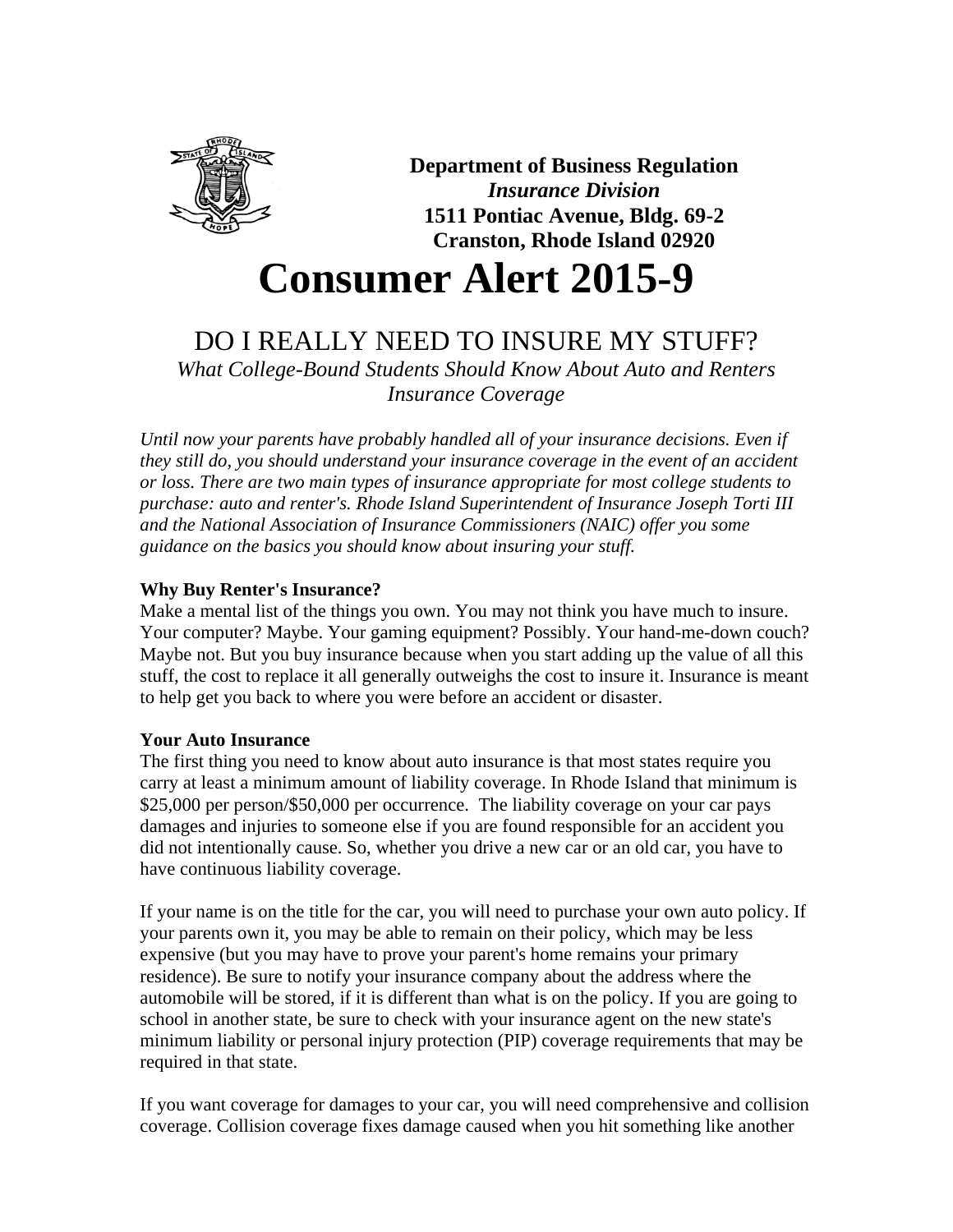**Department of Business Regulation**
***Insurance Division***
**1511 Pontiac Avenue, Bldg. 69-2**
**Cranston, Rhode Island 02920**

# Consumer Alert 2015-9

## DO I REALLY NEED TO INSURE MY STUFF?

*What College-Bound Students Should Know About Auto and Renters Insurance Coverage*

*Until now your parents have probably handled all of your insurance decisions. Even if they still do, you should understand your insurance coverage in the event of an accident or loss. There are two main types of insurance appropriate for most college students to purchase: auto and renter's. Rhode Island Superintendent of Insurance Joseph Torti III and the National Association of Insurance Commissioners (NAIC) offer you some guidance on the basics you should know about insuring your stuff.*

**Why Buy Renter's Insurance?**

Make a mental list of the things you own. You may not think you have much to insure. Your computer? Maybe. Your gaming equipment? Possibly. Your hand-me-down couch? Maybe not. But you buy insurance because when you start adding up the value of all this stuff, the cost to replace it all generally outweighs the cost to insure it. Insurance is meant to help get you back to where you were before an accident or disaster.

**Your Auto Insurance**

The first thing you need to know about auto insurance is that most states require you carry at least a minimum amount of liability coverage. In Rhode Island that minimum is $25,000 per person/$50,000 per occurrence. The liability coverage on your car pays damages and injuries to someone else if you are found responsible for an accident you did not intentionally cause. So, whether you drive a new car or an old car, you have to have continuous liability coverage.

If your name is on the title for the car, you will need to purchase your own auto policy. If your parents own it, you may be able to remain on their policy, which may be less expensive (but you may have to prove your parent's home remains your primary residence). Be sure to notify your insurance company about the address where the automobile will be stored, if it is different than what is on the policy. If you are going to school in another state, be sure to check with your insurance agent on the new state's minimum liability or personal injury protection (PIP) coverage requirements that may be required in that state.

If you want coverage for damages to your car, you will need comprehensive and collision coverage. Collision coverage fixes damage caused when you hit something like another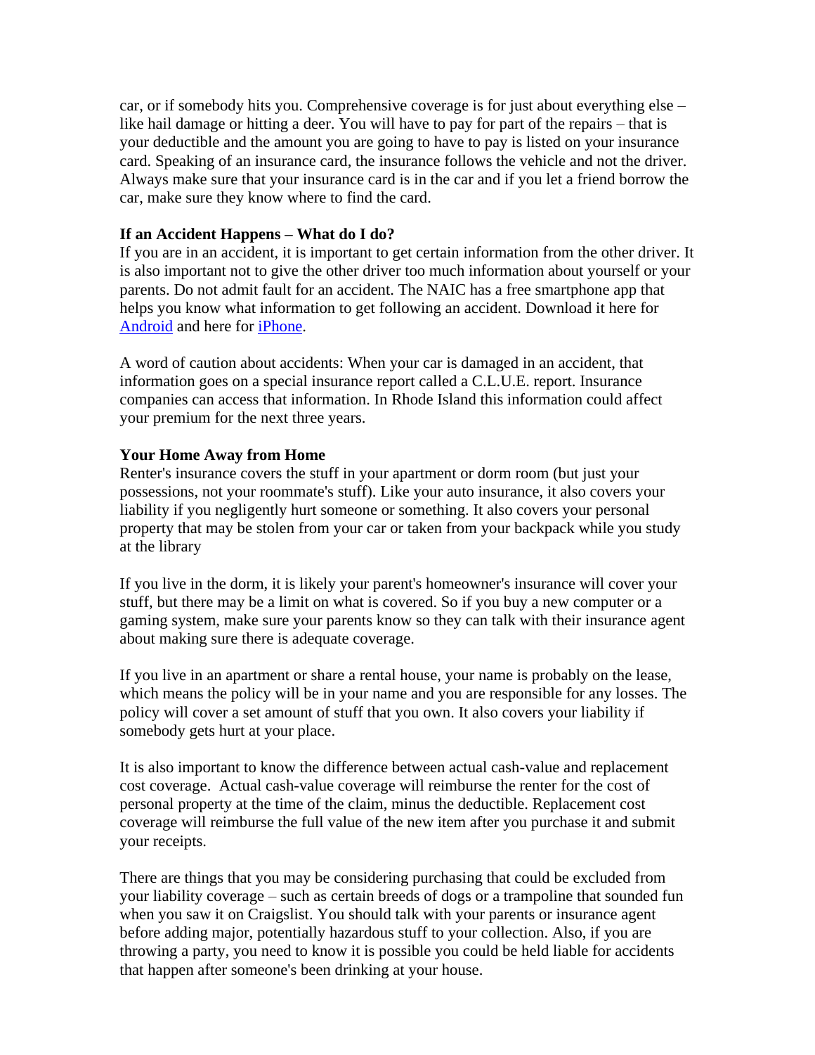car, or if somebody hits you. Comprehensive coverage is for just about everything else – like hail damage or hitting a deer. You will have to pay for part of the repairs – that is your deductible and the amount you are going to have to pay is listed on your insurance card. Speaking of an insurance card, the insurance follows the vehicle and not the driver. Always make sure that your insurance card is in the car and if you let a friend borrow the car, make sure they know where to find the card.

**If an Accident Happens – What do I do?**

If you are in an accident, it is important to get certain information from the other driver. It is also important not to give the other driver too much information about yourself or your parents. Do not admit fault for an accident. The NAIC has a free smartphone app that helps you know what information to get following an accident. Download it here for Android and here for iPhone.

A word of caution about accidents: When your car is damaged in an accident, that information goes on a special insurance report called a C.L.U.E. report. Insurance companies can access that information. In Rhode Island this information could affect your premium for the next three years.

**Your Home Away from Home**

Renter's insurance covers the stuff in your apartment or dorm room (but just your possessions, not your roommate's stuff). Like your auto insurance, it also covers your liability if you negligently hurt someone or something. It also covers your personal property that may be stolen from your car or taken from your backpack while you study at the library

If you live in the dorm, it is likely your parent's homeowner's insurance will cover your stuff, but there may be a limit on what is covered. So if you buy a new computer or a gaming system, make sure your parents know so they can talk with their insurance agent about making sure there is adequate coverage.

If you live in an apartment or share a rental house, your name is probably on the lease, which means the policy will be in your name and you are responsible for any losses. The policy will cover a set amount of stuff that you own. It also covers your liability if somebody gets hurt at your place.

It is also important to know the difference between actual cash-value and replacement cost coverage. Actual cash-value coverage will reimburse the renter for the cost of personal property at the time of the claim, minus the deductible. Replacement cost coverage will reimburse the full value of the new item after you purchase it and submit your receipts.

There are things that you may be considering purchasing that could be excluded from your liability coverage – such as certain breeds of dogs or a trampoline that sounded fun when you saw it on Craigslist. You should talk with your parents or insurance agent before adding major, potentially hazardous stuff to your collection. Also, if you are throwing a party, you need to know it is possible you could be held liable for accidents that happen after someone's been drinking at your house.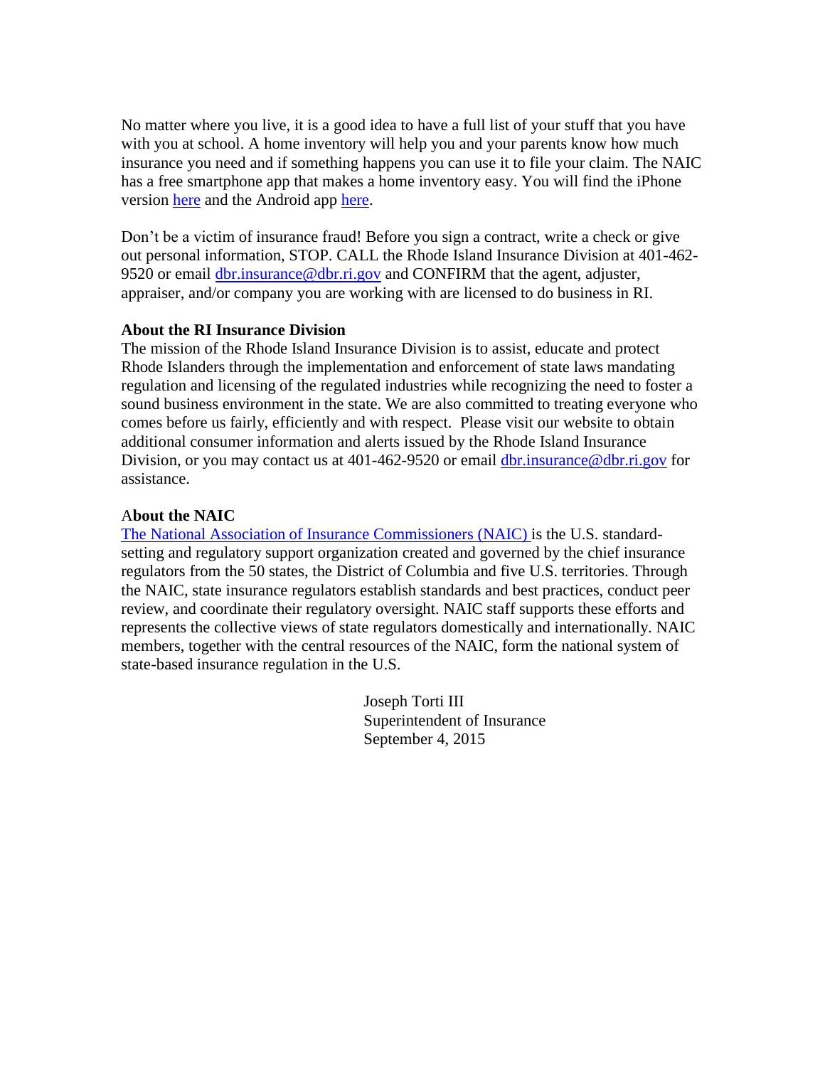No matter where you live, it is a good idea to have a full list of your stuff that you have with you at school. A home inventory will help you and your parents know how much insurance you need and if something happens you can use it to file your claim. The NAIC has a free smartphone app that makes a home inventory easy. You will find the iPhone version here and the Android app here.

Don't be a victim of insurance fraud! Before you sign a contract, write a check or give out personal information, STOP. CALL the Rhode Island Insurance Division at 401-462-9520 or email dbr.insurance@dbr.ri.gov and CONFIRM that the agent, adjuster, appraiser, and/or company you are working with are licensed to do business in RI.

**About the RI Insurance Division**

The mission of the Rhode Island Insurance Division is to assist, educate and protect Rhode Islanders through the implementation and enforcement of state laws mandating regulation and licensing of the regulated industries while recognizing the need to foster a sound business environment in the state. We are also committed to treating everyone who comes before us fairly, efficiently and with respect. Please visit our website to obtain additional consumer information and alerts issued by the Rhode Island Insurance Division, or you may contact us at 401-462-9520 or email dbr.insurance@dbr.ri.gov for assistance.

**About the NAIC**

The National Association of Insurance Commissioners (NAIC) is the U.S. standard-setting and regulatory support organization created and governed by the chief insurance regulators from the 50 states, the District of Columbia and five U.S. territories. Through the NAIC, state insurance regulators establish standards and best practices, conduct peer review, and coordinate their regulatory oversight. NAIC staff supports these efforts and represents the collective views of state regulators domestically and internationally. NAIC members, together with the central resources of the NAIC, form the national system of state-based insurance regulation in the U.S.

Joseph Torti III
Superintendent of Insurance
September 4, 2015